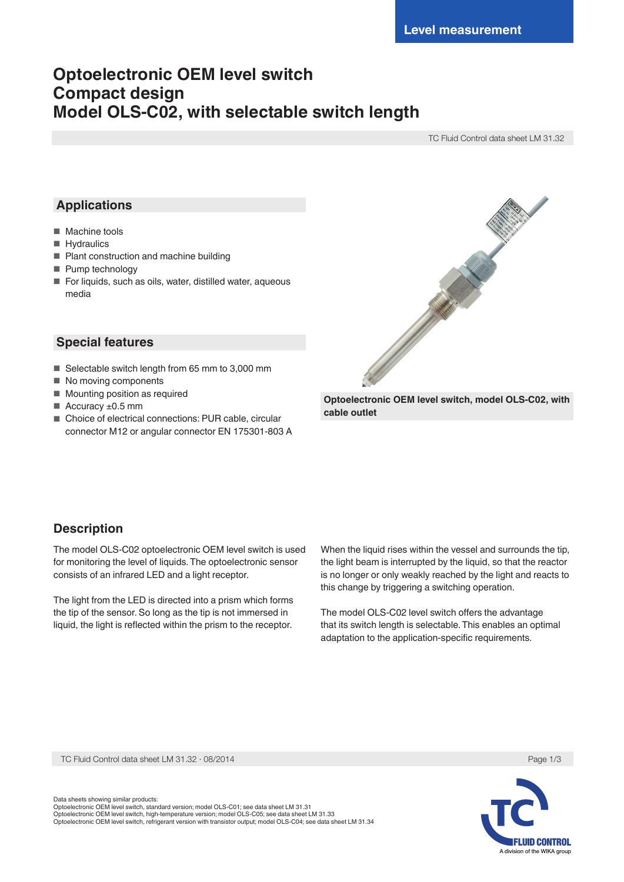Level measurement

# Optoelectronic OEM level switch
# Compact design
# Model OLS-C02, with selectable switch length

TC Fluid Control data sheet LM 31.32

## Applications

- Machine tools
- Hydraulics
- Plant construction and machine building
- Pump technology
- For liquids, such as oils, water, distilled water, aqueous media

## Special features

- Selectable switch length from 65 mm to 3,000 mm
- No moving components
- Mounting position as required
- Accuracy ±0.5 mm
- Choice of electrical connections: PUR cable, circular connector M12 or angular connector EN 175301-803 A

**Optoelectronic OEM level switch, model OLS-C02, with cable outlet**

## Description

The model OLS-C02 optoelectronic OEM level switch is used for monitoring the level of liquids. The optoelectronic sensor consists of an infrared LED and a light receptor.

The light from the LED is directed into a prism which forms the tip of the sensor. So long as the tip is not immersed in liquid, the light is reflected within the prism to the receptor.

When the liquid rises within the vessel and surrounds the tip, the light beam is interrupted by the liquid, so that the reactor is no longer or only weakly reached by the light and reacts to this change by triggering a switching operation.

The model OLS-C02 level switch offers the advantage that its switch length is selectable. This enables an optimal adaptation to the application-specific requirements.

TC Fluid Control data sheet LM 31.32 · 08/2014

Data sheets showing similar products:
Optoelectronic OEM level switch, standard version; model OLS-C01; see data sheet LM 31.31
Optoelectronic OEM level switch, high-temperature version; model OLS-C05; see data sheet LM 31.33
Optoelectronic OEM level switch, refrigerant version with transistor output; model OLS-C04; see data sheet LM 31.34

TC FLUID CONTROL
A division of the WIKA group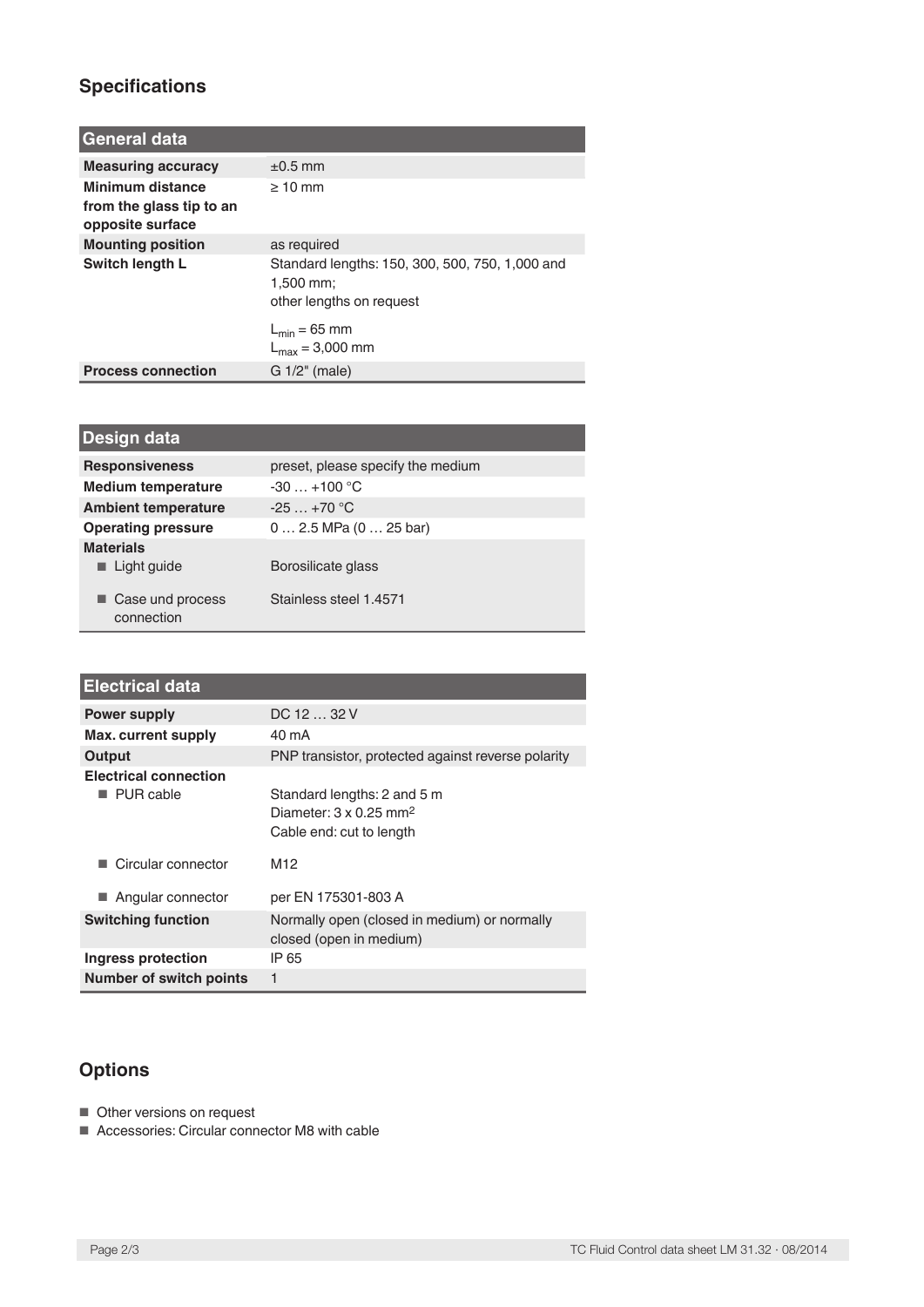## Specifications

| General data | |
|---|---|
| **Measuring accuracy** | ±0.5 mm |
| **Minimum distance from the glass tip to an opposite surface** | ≥ 10 mm |
| **Mounting position** | as required |
| **Switch length L** | Standard lengths: 150, 300, 500, 750, 1,000 and 1,500 mm;<br>other lengths on request<br><br>$L_{min}$ = 65 mm<br>$L_{max}$ = 3,000 mm |
| **Process connection** | G 1/2" (male) |

| Design data | |
|---|---|
| **Responsiveness** | preset, please specify the medium |
| **Medium temperature** | -30 … +100 °C |
| **Ambient temperature** | -25 … +70 °C |
| **Operating pressure** | 0 … 2.5 MPa (0 … 25 bar) |
| **Materials** | |
| ■ Light guide | Borosilicate glass |
| ■ Case und process connection | Stainless steel 1.4571 |

| Electrical data | |
|---|---|
| **Power supply** | DC 12 … 32 V |
| **Max. current supply** | 40 mA |
| **Output** | PNP transistor, protected against reverse polarity |
| **Electrical connection** | |
| ■ PUR cable | Standard lengths: 2 and 5 m<br>Diameter: 3 x 0.25 $mm^2$<br>Cable end: cut to length |
| ■ Circular connector | M12 |
| ■ Angular connector | per EN 175301-803 A |
| **Switching function** | Normally open (closed in medium) or normally closed (open in medium) |
| **Ingress protection** | IP 65 |
| **Number of switch points** | 1 |

## Options

- Other versions on request
- Accessories: Circular connector M8 with cable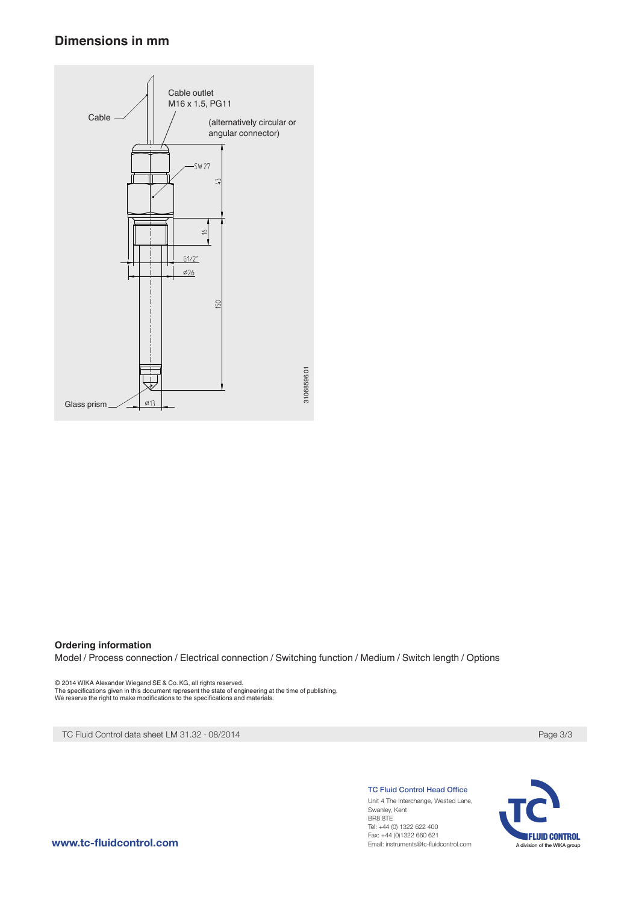## Dimensions in mm

Cable

Cable outlet
M16 x 1.5, PG11

(alternatively circular or angular connector)

SW 27

43

16

G1/2"

ø26

150

Glass prism

ø13

31068596.01

**Ordering information**

Model / Process connection / Electrical connection / Switching function / Medium / Switch length / Options

© 2014 WIKA Alexander Wiegand SE & Co. KG, all rights reserved.
The specifications given in this document represent the state of engineering at the time of publishing.
We reserve the right to make modifications to the specifications and materials.

**TC Fluid Control Head Office**
Unit 4 The Interchange, Wested Lane,
Swanley, Kent
BR8 8TE
Tel: +44 (0) 1322 622 400
Fax: +44 (0)1322 660 621
Email: instruments@tc-fluidcontrol.com

**www.tc-fluidcontrol.com**

FLUID CONTROL
A division of the WIKA group